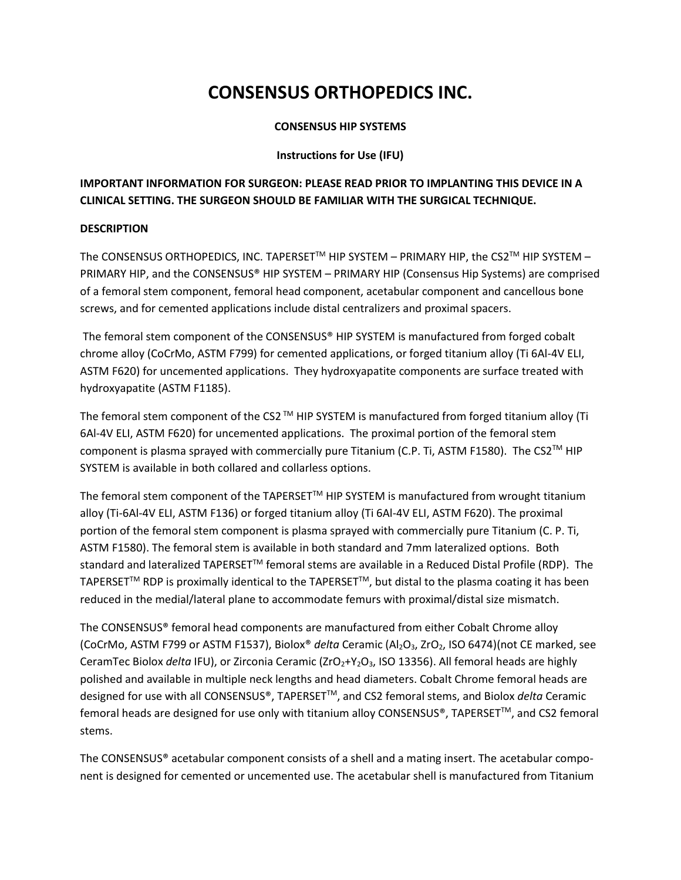# CONSENSUS ORTHOPEDICS INC.

**CONSENSUS HIP SYSTEMS**

**Instructions for Use (IFU)**

**IMPORTANT INFORMATION FOR SURGEON: PLEASE READ PRIOR TO IMPLANTING THIS DEVICE IN A CLINICAL SETTING. THE SURGEON SHOULD BE FAMILIAR WITH THE SURGICAL TECHNIQUE.**

**DESCRIPTION**

The CONSENSUS ORTHOPEDICS, INC. TAPERSET™ HIP SYSTEM – PRIMARY HIP, the CS2™ HIP SYSTEM – PRIMARY HIP, and the CONSENSUS® HIP SYSTEM – PRIMARY HIP (Consensus Hip Systems) are comprised of a femoral stem component, femoral head component, acetabular component and cancellous bone screws, and for cemented applications include distal centralizers and proximal spacers.

The femoral stem component of the CONSENSUS® HIP SYSTEM is manufactured from forged cobalt chrome alloy (CoCrMo, ASTM F799) for cemented applications, or forged titanium alloy (Ti 6Al-4V ELI, ASTM F620) for uncemented applications. They hydroxyapatite components are surface treated with hydroxyapatite (ASTM F1185).

The femoral stem component of the CS2 ™ HIP SYSTEM is manufactured from forged titanium alloy (Ti 6Al-4V ELI, ASTM F620) for uncemented applications. The proximal portion of the femoral stem component is plasma sprayed with commercially pure Titanium (C.P. Ti, ASTM F1580). The CS2™ HIP SYSTEM is available in both collared and collarless options.

The femoral stem component of the TAPERSET™ HIP SYSTEM is manufactured from wrought titanium alloy (Ti-6Al-4V ELI, ASTM F136) or forged titanium alloy (Ti 6Al-4V ELI, ASTM F620). The proximal portion of the femoral stem component is plasma sprayed with commercially pure Titanium (C. P. Ti, ASTM F1580). The femoral stem is available in both standard and 7mm lateralized options. Both standard and lateralized TAPERSET™ femoral stems are available in a Reduced Distal Profile (RDP). The TAPERSET™ RDP is proximally identical to the TAPERSET™, but distal to the plasma coating it has been reduced in the medial/lateral plane to accommodate femurs with proximal/distal size mismatch.

The CONSENSUS® femoral head components are manufactured from either Cobalt Chrome alloy (CoCrMo, ASTM F799 or ASTM F1537), Biolox® *delta* Ceramic ($Al_2O_3$, $ZrO_2$, ISO 6474)(not CE marked, see CeramTec Biolox *delta* IFU), or Zirconia Ceramic ($ZrO_2$+$Y_2O_3$, ISO 13356). All femoral heads are highly polished and available in multiple neck lengths and head diameters. Cobalt Chrome femoral heads are designed for use with all CONSENSUS®, TAPERSET™, and CS2 femoral stems, and Biolox *delta* Ceramic femoral heads are designed for use only with titanium alloy CONSENSUS®, TAPERSET™, and CS2 femoral stems.

The CONSENSUS® acetabular component consists of a shell and a mating insert. The acetabular component is designed for cemented or uncemented use. The acetabular shell is manufactured from Titanium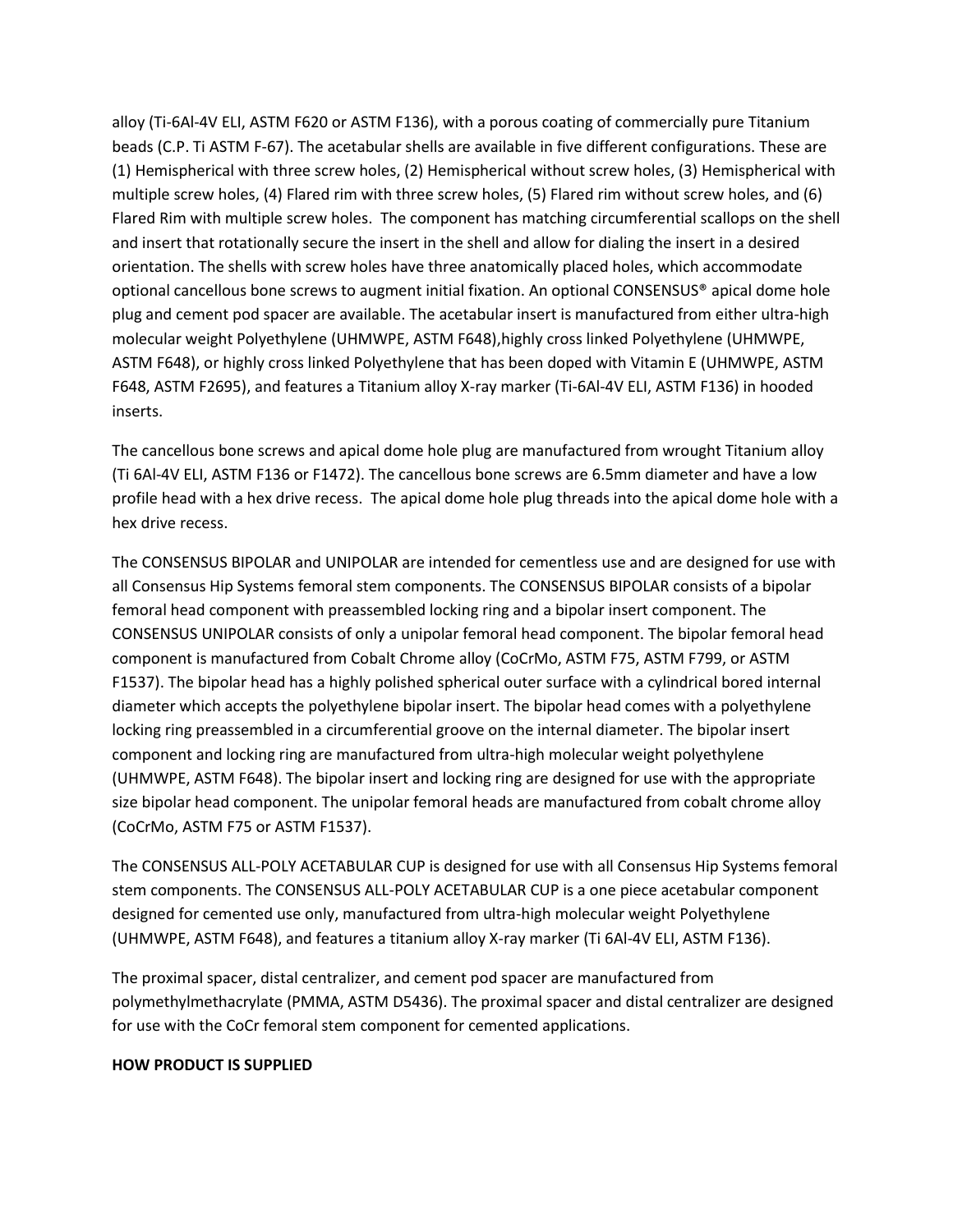alloy (Ti-6Al-4V ELI, ASTM F620 or ASTM F136), with a porous coating of commercially pure Titanium beads (C.P. Ti ASTM F-67). The acetabular shells are available in five different configurations. These are (1) Hemispherical with three screw holes, (2) Hemispherical without screw holes, (3) Hemispherical with multiple screw holes, (4) Flared rim with three screw holes, (5) Flared rim without screw holes, and (6) Flared Rim with multiple screw holes. The component has matching circumferential scallops on the shell and insert that rotationally secure the insert in the shell and allow for dialing the insert in a desired orientation. The shells with screw holes have three anatomically placed holes, which accommodate optional cancellous bone screws to augment initial fixation. An optional CONSENSUS® apical dome hole plug and cement pod spacer are available. The acetabular insert is manufactured from either ultra-high molecular weight Polyethylene (UHMWPE, ASTM F648),highly cross linked Polyethylene (UHMWPE, ASTM F648), or highly cross linked Polyethylene that has been doped with Vitamin E (UHMWPE, ASTM F648, ASTM F2695), and features a Titanium alloy X-ray marker (Ti-6Al-4V ELI, ASTM F136) in hooded inserts.

The cancellous bone screws and apical dome hole plug are manufactured from wrought Titanium alloy (Ti 6Al-4V ELI, ASTM F136 or F1472). The cancellous bone screws are 6.5mm diameter and have a low profile head with a hex drive recess. The apical dome hole plug threads into the apical dome hole with a hex drive recess.

The CONSENSUS BIPOLAR and UNIPOLAR are intended for cementless use and are designed for use with all Consensus Hip Systems femoral stem components. The CONSENSUS BIPOLAR consists of a bipolar femoral head component with preassembled locking ring and a bipolar insert component. The CONSENSUS UNIPOLAR consists of only a unipolar femoral head component. The bipolar femoral head component is manufactured from Cobalt Chrome alloy (CoCrMo, ASTM F75, ASTM F799, or ASTM F1537). The bipolar head has a highly polished spherical outer surface with a cylindrical bored internal diameter which accepts the polyethylene bipolar insert. The bipolar head comes with a polyethylene locking ring preassembled in a circumferential groove on the internal diameter. The bipolar insert component and locking ring are manufactured from ultra-high molecular weight polyethylene (UHMWPE, ASTM F648). The bipolar insert and locking ring are designed for use with the appropriate size bipolar head component. The unipolar femoral heads are manufactured from cobalt chrome alloy (CoCrMo, ASTM F75 or ASTM F1537).

The CONSENSUS ALL-POLY ACETABULAR CUP is designed for use with all Consensus Hip Systems femoral stem components. The CONSENSUS ALL-POLY ACETABULAR CUP is a one piece acetabular component designed for cemented use only, manufactured from ultra-high molecular weight Polyethylene (UHMWPE, ASTM F648), and features a titanium alloy X-ray marker (Ti 6Al-4V ELI, ASTM F136).

The proximal spacer, distal centralizer, and cement pod spacer are manufactured from polymethylmethacrylate (PMMA, ASTM D5436). The proximal spacer and distal centralizer are designed for use with the CoCr femoral stem component for cemented applications.

**HOW PRODUCT IS SUPPLIED**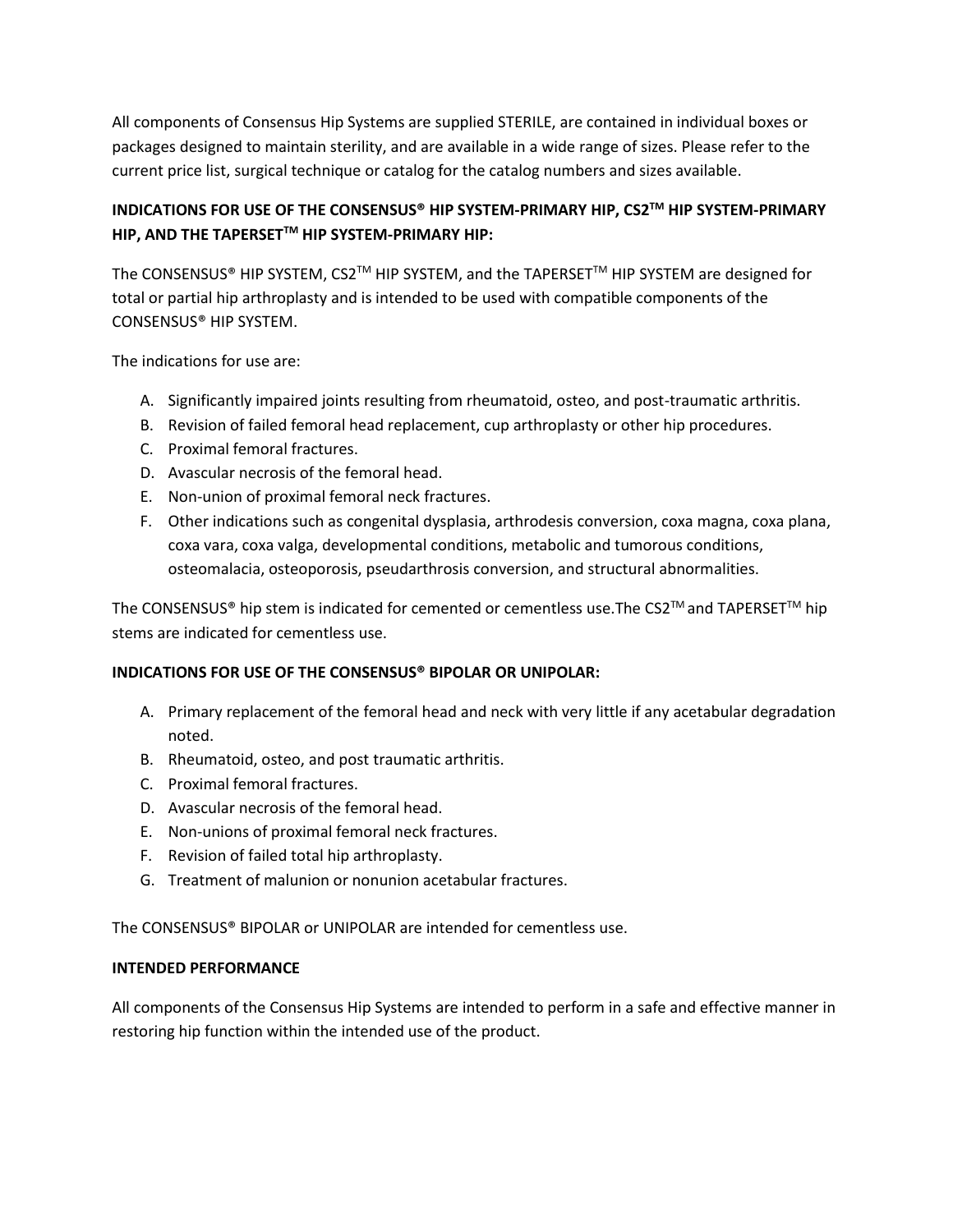All components of Consensus Hip Systems are supplied STERILE, are contained in individual boxes or packages designed to maintain sterility, and are available in a wide range of sizes. Please refer to the current price list, surgical technique or catalog for the catalog numbers and sizes available.

**INDICATIONS FOR USE OF THE CONSENSUS® HIP SYSTEM-PRIMARY HIP, CS2™ HIP SYSTEM-PRIMARY HIP, AND THE TAPERSET™ HIP SYSTEM-PRIMARY HIP:**

The CONSENSUS® HIP SYSTEM, CS2™ HIP SYSTEM, and the TAPERSET™ HIP SYSTEM are designed for total or partial hip arthroplasty and is intended to be used with compatible components of the CONSENSUS® HIP SYSTEM.

The indications for use are:

A. Significantly impaired joints resulting from rheumatoid, osteo, and post-traumatic arthritis.
B. Revision of failed femoral head replacement, cup arthroplasty or other hip procedures.
C. Proximal femoral fractures.
D. Avascular necrosis of the femoral head.
E. Non-union of proximal femoral neck fractures.
F. Other indications such as congenital dysplasia, arthrodesis conversion, coxa magna, coxa plana, coxa vara, coxa valga, developmental conditions, metabolic and tumorous conditions, osteomalacia, osteoporosis, pseudarthrosis conversion, and structural abnormalities.

The CONSENSUS® hip stem is indicated for cemented or cementless use.The CS2™ and TAPERSET™ hip stems are indicated for cementless use.

**INDICATIONS FOR USE OF THE CONSENSUS® BIPOLAR OR UNIPOLAR:**

A. Primary replacement of the femoral head and neck with very little if any acetabular degradation noted.
B. Rheumatoid, osteo, and post traumatic arthritis.
C. Proximal femoral fractures.
D. Avascular necrosis of the femoral head.
E. Non-unions of proximal femoral neck fractures.
F. Revision of failed total hip arthroplasty.
G. Treatment of malunion or nonunion acetabular fractures.

The CONSENSUS® BIPOLAR or UNIPOLAR are intended for cementless use.

**INTENDED PERFORMANCE**

All components of the Consensus Hip Systems are intended to perform in a safe and effective manner in restoring hip function within the intended use of the product.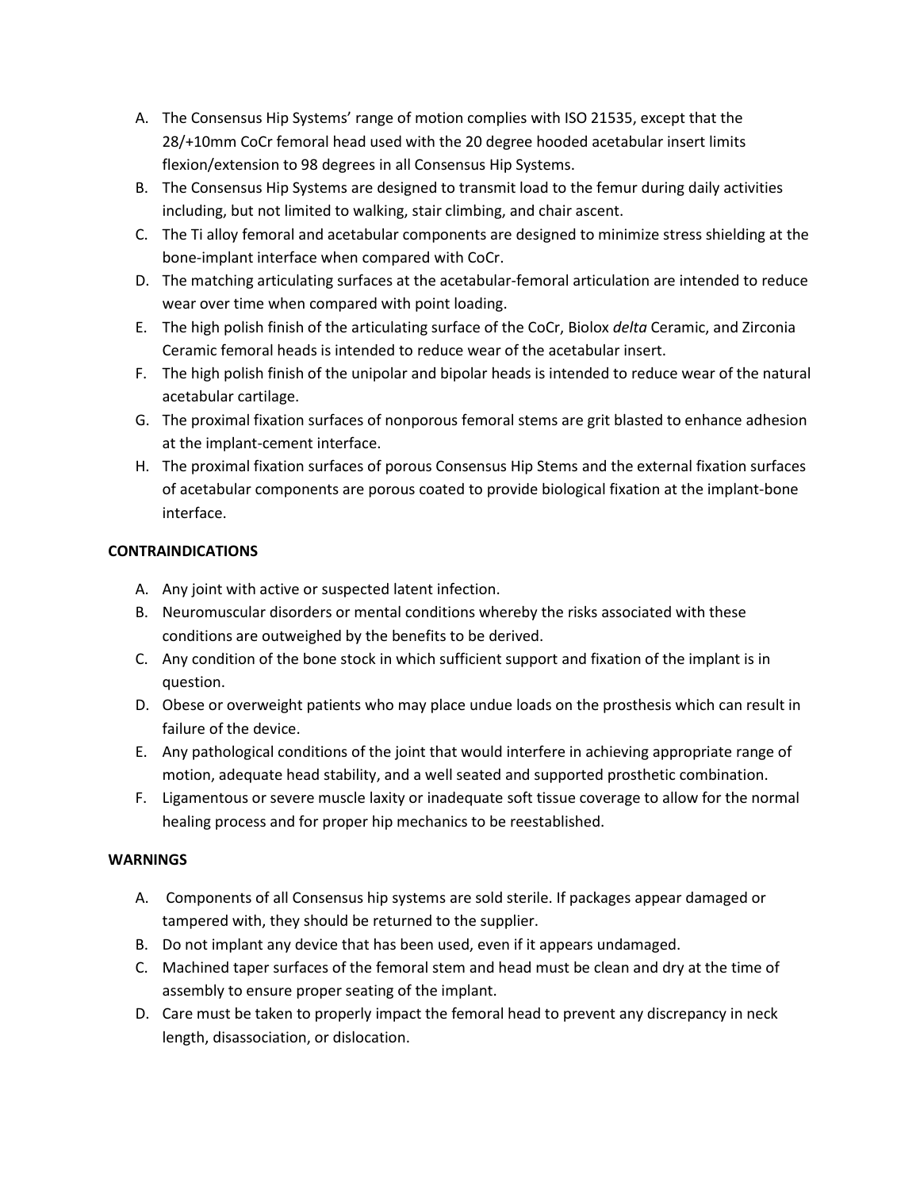A. The Consensus Hip Systems' range of motion complies with ISO 21535, except that the 28/+10mm CoCr femoral head used with the 20 degree hooded acetabular insert limits flexion/extension to 98 degrees in all Consensus Hip Systems.
B. The Consensus Hip Systems are designed to transmit load to the femur during daily activities including, but not limited to walking, stair climbing, and chair ascent.
C. The Ti alloy femoral and acetabular components are designed to minimize stress shielding at the bone-implant interface when compared with CoCr.
D. The matching articulating surfaces at the acetabular-femoral articulation are intended to reduce wear over time when compared with point loading.
E. The high polish finish of the articulating surface of the CoCr, Biolox *delta* Ceramic, and Zirconia Ceramic femoral heads is intended to reduce wear of the acetabular insert.
F. The high polish finish of the unipolar and bipolar heads is intended to reduce wear of the natural acetabular cartilage.
G. The proximal fixation surfaces of nonporous femoral stems are grit blasted to enhance adhesion at the implant-cement interface.
H. The proximal fixation surfaces of porous Consensus Hip Stems and the external fixation surfaces of acetabular components are porous coated to provide biological fixation at the implant-bone interface.

**CONTRAINDICATIONS**

A. Any joint with active or suspected latent infection.
B. Neuromuscular disorders or mental conditions whereby the risks associated with these conditions are outweighed by the benefits to be derived.
C. Any condition of the bone stock in which sufficient support and fixation of the implant is in question.
D. Obese or overweight patients who may place undue loads on the prosthesis which can result in failure of the device.
E. Any pathological conditions of the joint that would interfere in achieving appropriate range of motion, adequate head stability, and a well seated and supported prosthetic combination.
F. Ligamentous or severe muscle laxity or inadequate soft tissue coverage to allow for the normal healing process and for proper hip mechanics to be reestablished.

**WARNINGS**

A. Components of all Consensus hip systems are sold sterile. If packages appear damaged or tampered with, they should be returned to the supplier.
B. Do not implant any device that has been used, even if it appears undamaged.
C. Machined taper surfaces of the femoral stem and head must be clean and dry at the time of assembly to ensure proper seating of the implant.
D. Care must be taken to properly impact the femoral head to prevent any discrepancy in neck length, disassociation, or dislocation.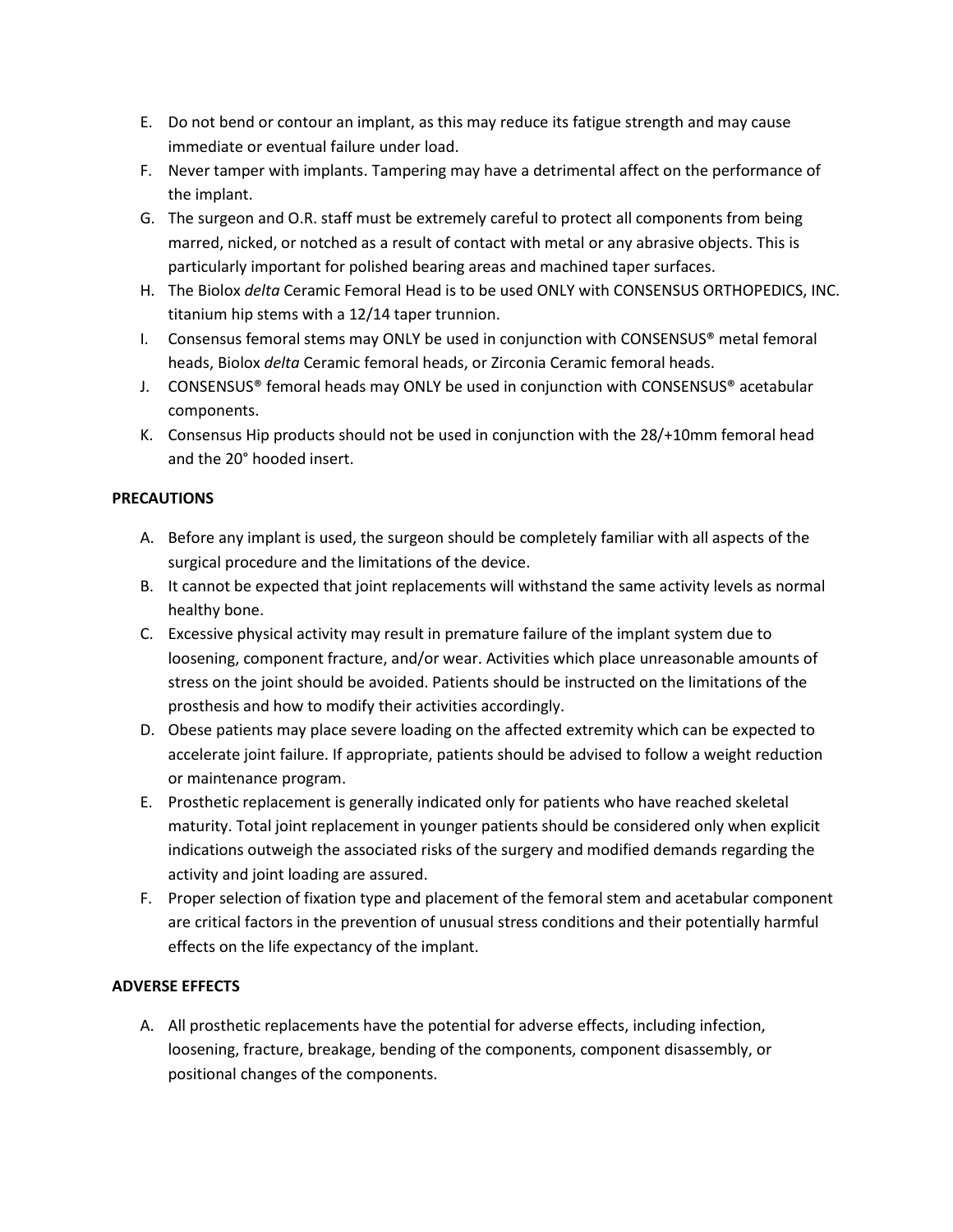E. Do not bend or contour an implant, as this may reduce its fatigue strength and may cause immediate or eventual failure under load.

F. Never tamper with implants. Tampering may have a detrimental affect on the performance of the implant.

G. The surgeon and O.R. staff must be extremely careful to protect all components from being marred, nicked, or notched as a result of contact with metal or any abrasive objects. This is particularly important for polished bearing areas and machined taper surfaces.

H. The Biolox *delta* Ceramic Femoral Head is to be used ONLY with CONSENSUS ORTHOPEDICS, INC. titanium hip stems with a 12/14 taper trunnion.

I. Consensus femoral stems may ONLY be used in conjunction with CONSENSUS® metal femoral heads, Biolox *delta* Ceramic femoral heads, or Zirconia Ceramic femoral heads.

J. CONSENSUS® femoral heads may ONLY be used in conjunction with CONSENSUS® acetabular components.

K. Consensus Hip products should not be used in conjunction with the 28/+10mm femoral head and the 20° hooded insert.

**PRECAUTIONS**

A. Before any implant is used, the surgeon should be completely familiar with all aspects of the surgical procedure and the limitations of the device.

B. It cannot be expected that joint replacements will withstand the same activity levels as normal healthy bone.

C. Excessive physical activity may result in premature failure of the implant system due to loosening, component fracture, and/or wear. Activities which place unreasonable amounts of stress on the joint should be avoided. Patients should be instructed on the limitations of the prosthesis and how to modify their activities accordingly.

D. Obese patients may place severe loading on the affected extremity which can be expected to accelerate joint failure. If appropriate, patients should be advised to follow a weight reduction or maintenance program.

E. Prosthetic replacement is generally indicated only for patients who have reached skeletal maturity. Total joint replacement in younger patients should be considered only when explicit indications outweigh the associated risks of the surgery and modified demands regarding the activity and joint loading are assured.

F. Proper selection of fixation type and placement of the femoral stem and acetabular component are critical factors in the prevention of unusual stress conditions and their potentially harmful effects on the life expectancy of the implant.

**ADVERSE EFFECTS**

A. All prosthetic replacements have the potential for adverse effects, including infection, loosening, fracture, breakage, bending of the components, component disassembly, or positional changes of the components.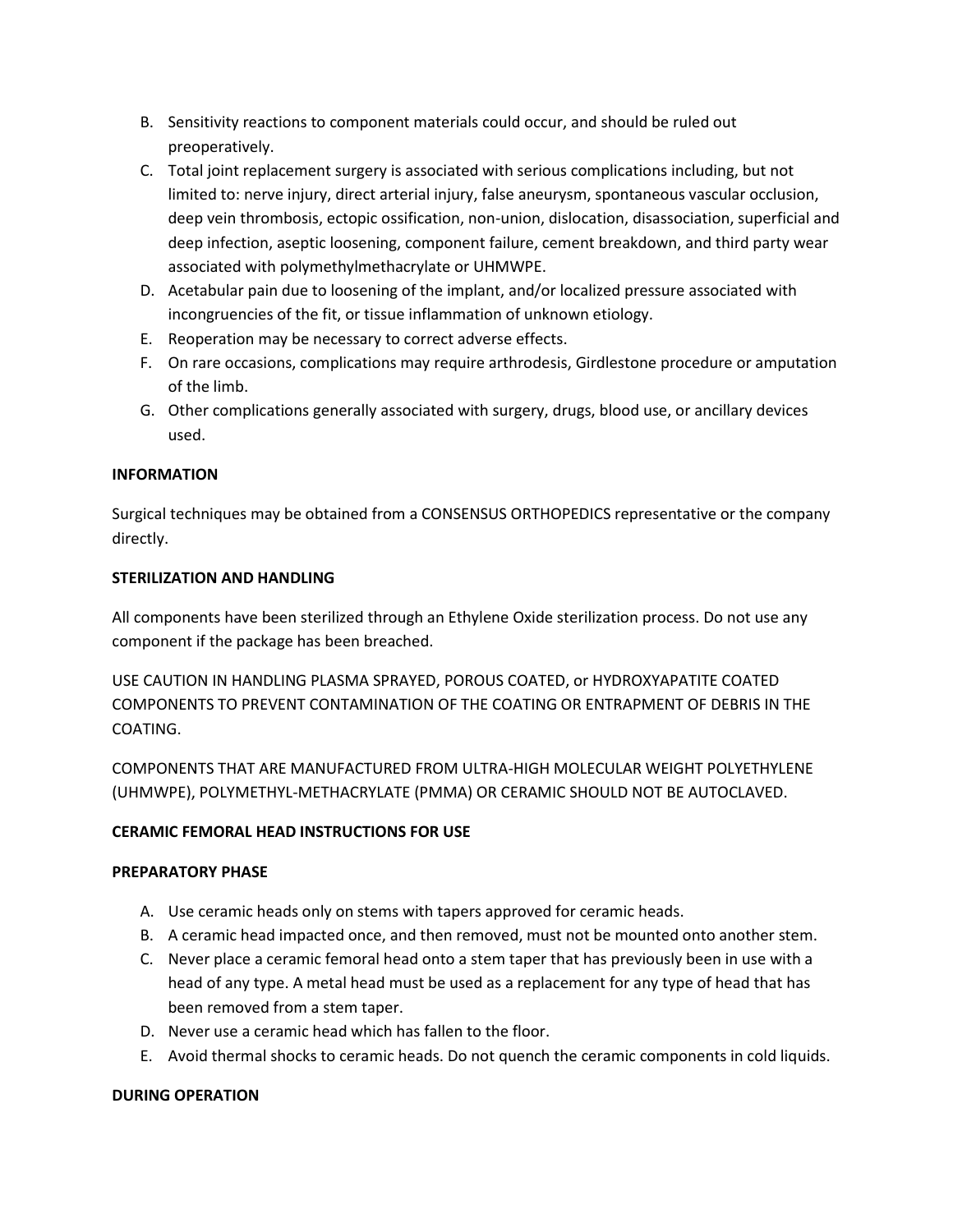B. Sensitivity reactions to component materials could occur, and should be ruled out preoperatively.
C. Total joint replacement surgery is associated with serious complications including, but not limited to: nerve injury, direct arterial injury, false aneurysm, spontaneous vascular occlusion, deep vein thrombosis, ectopic ossification, non-union, dislocation, disassociation, superficial and deep infection, aseptic loosening, component failure, cement breakdown, and third party wear associated with polymethylmethacrylate or UHMWPE.
D. Acetabular pain due to loosening of the implant, and/or localized pressure associated with incongruencies of the fit, or tissue inflammation of unknown etiology.
E. Reoperation may be necessary to correct adverse effects.
F. On rare occasions, complications may require arthrodesis, Girdlestone procedure or amputation of the limb.
G. Other complications generally associated with surgery, drugs, blood use, or ancillary devices used.

**INFORMATION**

Surgical techniques may be obtained from a CONSENSUS ORTHOPEDICS representative or the company directly.

**STERILIZATION AND HANDLING**

All components have been sterilized through an Ethylene Oxide sterilization process. Do not use any component if the package has been breached.

USE CAUTION IN HANDLING PLASMA SPRAYED, POROUS COATED, or HYDROXYAPATITE COATED COMPONENTS TO PREVENT CONTAMINATION OF THE COATING OR ENTRAPMENT OF DEBRIS IN THE COATING.

COMPONENTS THAT ARE MANUFACTURED FROM ULTRA-HIGH MOLECULAR WEIGHT POLYETHYLENE (UHMWPE), POLYMETHYL-METHACRYLATE (PMMA) OR CERAMIC SHOULD NOT BE AUTOCLAVED.

**CERAMIC FEMORAL HEAD INSTRUCTIONS FOR USE**

**PREPARATORY PHASE**

A. Use ceramic heads only on stems with tapers approved for ceramic heads.
B. A ceramic head impacted once, and then removed, must not be mounted onto another stem.
C. Never place a ceramic femoral head onto a stem taper that has previously been in use with a head of any type. A metal head must be used as a replacement for any type of head that has been removed from a stem taper.
D. Never use a ceramic head which has fallen to the floor.
E. Avoid thermal shocks to ceramic heads. Do not quench the ceramic components in cold liquids.

**DURING OPERATION**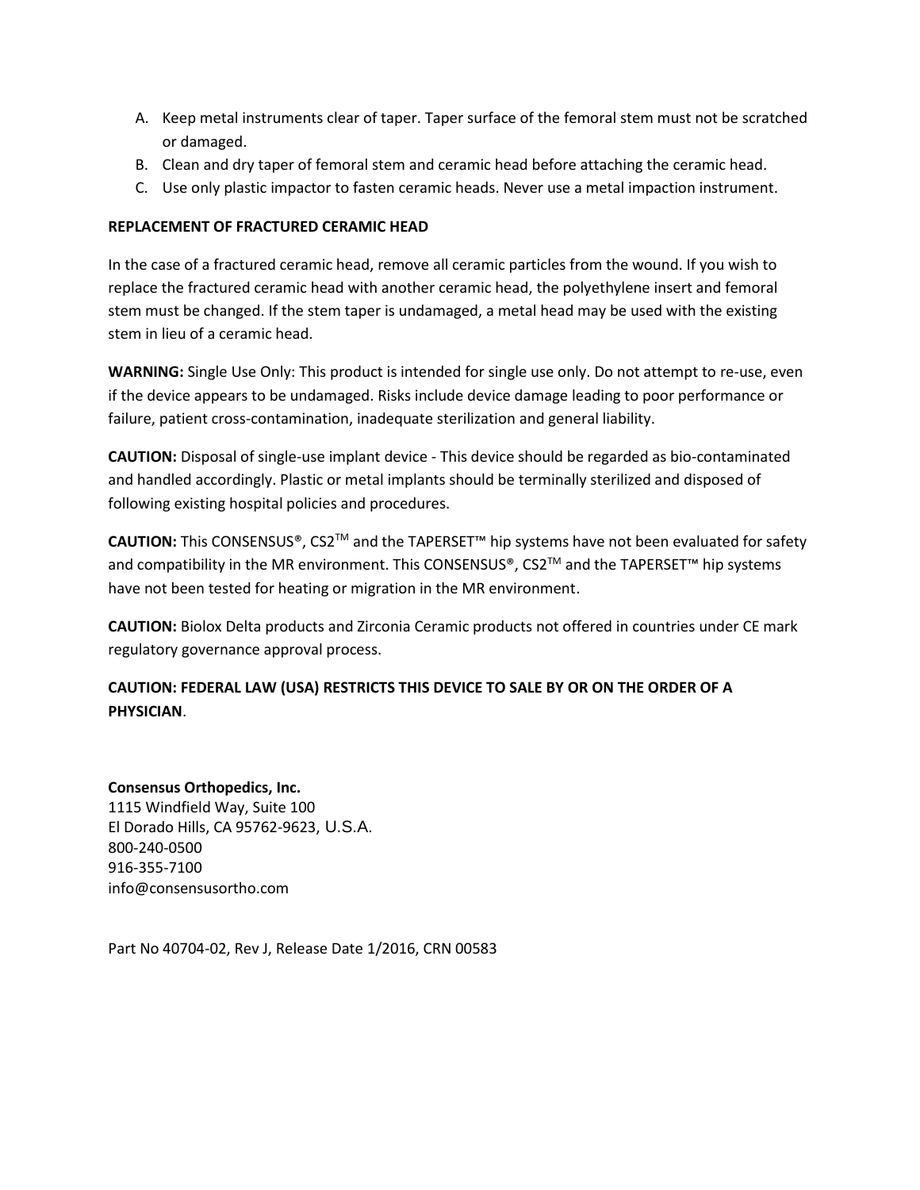A. Keep metal instruments clear of taper. Taper surface of the femoral stem must not be scratched or damaged.
B. Clean and dry taper of femoral stem and ceramic head before attaching the ceramic head.
C. Use only plastic impactor to fasten ceramic heads. Never use a metal impaction instrument.

**REPLACEMENT OF FRACTURED CERAMIC HEAD**

In the case of a fractured ceramic head, remove all ceramic particles from the wound. If you wish to replace the fractured ceramic head with another ceramic head, the polyethylene insert and femoral stem must be changed. If the stem taper is undamaged, a metal head may be used with the existing stem in lieu of a ceramic head.

**WARNING:** Single Use Only: This product is intended for single use only. Do not attempt to re-use, even if the device appears to be undamaged. Risks include device damage leading to poor performance or failure, patient cross-contamination, inadequate sterilization and general liability.

**CAUTION:** Disposal of single-use implant device - This device should be regarded as bio-contaminated and handled accordingly. Plastic or metal implants should be terminally sterilized and disposed of following existing hospital policies and procedures.

**CAUTION:** This CONSENSUS®, CS2™ and the TAPERSET™ hip systems have not been evaluated for safety and compatibility in the MR environment. This CONSENSUS®, CS2™ and the TAPERSET™ hip systems have not been tested for heating or migration in the MR environment.

**CAUTION:** Biolox Delta products and Zirconia Ceramic products not offered in countries under CE mark regulatory governance approval process.

**CAUTION: FEDERAL LAW (USA) RESTRICTS THIS DEVICE TO SALE BY OR ON THE ORDER OF A PHYSICIAN**.

**Consensus Orthopedics, Inc.**
1115 Windfield Way, Suite 100
El Dorado Hills, CA 95762-9623, U.S.A.
800-240-0500
916-355-7100
info@consensusortho.com

Part No 40704-02, Rev J, Release Date 1/2016, CRN 00583